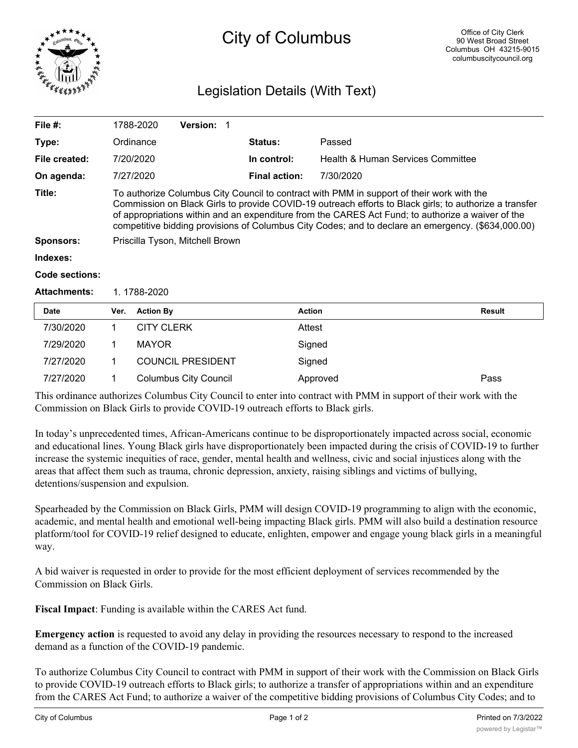# City of Columbus

Office of City Clerk
90 West Broad Street
Columbus OH 43215-9015
columbuscitycouncil.org

## Legislation Details (With Text)

| | | | |
|---|---|---|---|
| **File #:** | 1788-2020 **Version:** 1 | | |
| **Type:** | Ordinance | **Status:** | Passed |
| **File created:** | 7/20/2020 | **In control:** | Health & Human Services Committee |
| **On agenda:** | 7/27/2020 | **Final action:** | 7/30/2020 |

**Title:** To authorize Columbus City Council to contract with PMM in support of their work with the Commission on Black Girls to provide COVID-19 outreach efforts to Black girls; to authorize a transfer of appropriations within and an expenditure from the CARES Act Fund; to authorize a waiver of the competitive bidding provisions of Columbus City Codes; and to declare an emergency. ($634,000.00)

**Sponsors:** Priscilla Tyson, Mitchell Brown

**Indexes:**

**Code sections:**

**Attachments:** 1. 1788-2020

| Date | Ver. | Action By | Action | Result |
|---|---|---|---|---|
| 7/30/2020 | 1 | CITY CLERK | Attest | |
| 7/29/2020 | 1 | MAYOR | Signed | |
| 7/27/2020 | 1 | COUNCIL PRESIDENT | Signed | |
| 7/27/2020 | 1 | Columbus City Council | Approved | Pass |

This ordinance authorizes Columbus City Council to enter into contract with PMM in support of their work with the Commission on Black Girls to provide COVID-19 outreach efforts to Black girls.

In today's unprecedented times, African-Americans continue to be disproportionately impacted across social, economic and educational lines. Young Black girls have disproportionately been impacted during the crisis of COVID-19 to further increase the systemic inequities of race, gender, mental health and wellness, civic and social injustices along with the areas that affect them such as trauma, chronic depression, anxiety, raising siblings and victims of bullying, detentions/suspension and expulsion.

Spearheaded by the Commission on Black Girls, PMM will design COVID-19 programming to align with the economic, academic, and mental health and emotional well-being impacting Black girls. PMM will also build a destination resource platform/tool for COVID-19 relief designed to educate, enlighten, empower and engage young black girls in a meaningful way.

A bid waiver is requested in order to provide for the most efficient deployment of services recommended by the Commission on Black Girls.

**Fiscal Impact**: Funding is available within the CARES Act fund.

**Emergency action** is requested to avoid any delay in providing the resources necessary to respond to the increased demand as a function of the COVID-19 pandemic.

To authorize Columbus City Council to contract with PMM in support of their work with the Commission on Black Girls to provide COVID-19 outreach efforts to Black girls; to authorize a transfer of appropriations within and an expenditure from the CARES Act Fund; to authorize a waiver of the competitive bidding provisions of Columbus City Codes; and to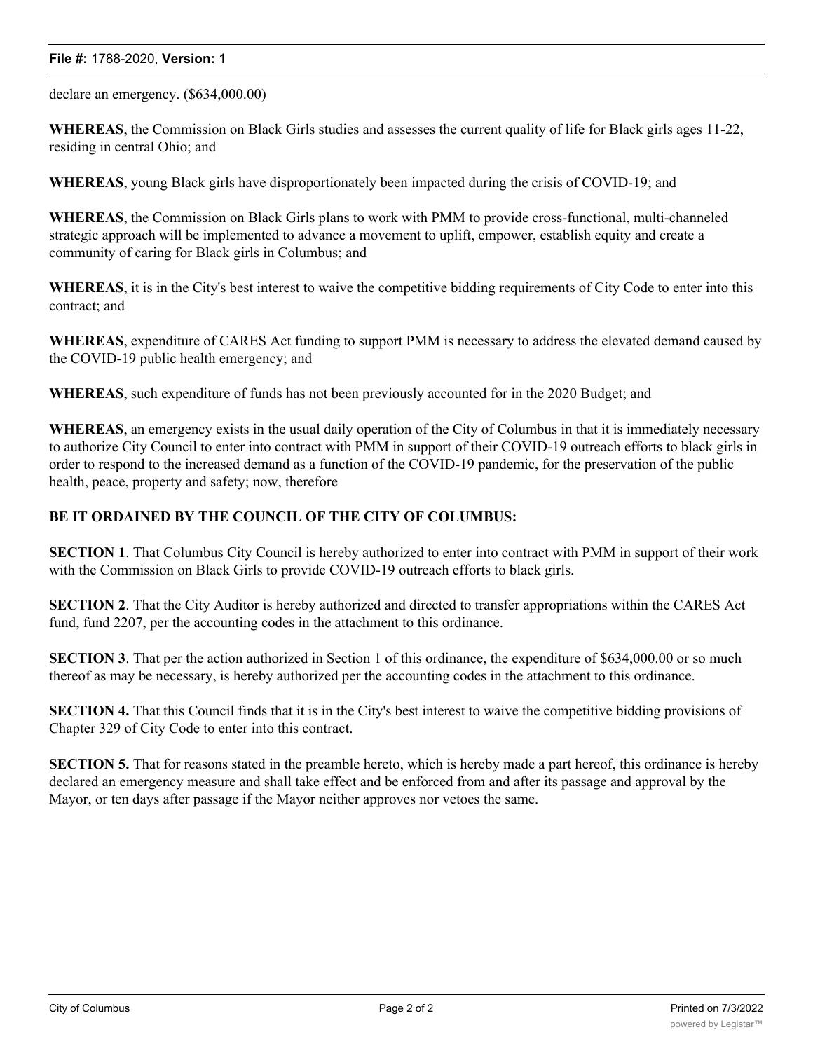declare an emergency. ($634,000.00)

**WHEREAS**, the Commission on Black Girls studies and assesses the current quality of life for Black girls ages 11-22, residing in central Ohio; and

**WHEREAS**, young Black girls have disproportionately been impacted during the crisis of COVID-19; and

**WHEREAS**, the Commission on Black Girls plans to work with PMM to provide cross-functional, multi-channeled strategic approach will be implemented to advance a movement to uplift, empower, establish equity and create a community of caring for Black girls in Columbus; and

**WHEREAS**, it is in the City's best interest to waive the competitive bidding requirements of City Code to enter into this contract; and

**WHEREAS**, expenditure of CARES Act funding to support PMM is necessary to address the elevated demand caused by the COVID-19 public health emergency; and

**WHEREAS**, such expenditure of funds has not been previously accounted for in the 2020 Budget; and

**WHEREAS**, an emergency exists in the usual daily operation of the City of Columbus in that it is immediately necessary to authorize City Council to enter into contract with PMM in support of their COVID-19 outreach efforts to black girls in order to respond to the increased demand as a function of the COVID-19 pandemic, for the preservation of the public health, peace, property and safety; now, therefore

**BE IT ORDAINED BY THE COUNCIL OF THE CITY OF COLUMBUS:**

**SECTION 1**. That Columbus City Council is hereby authorized to enter into contract with PMM in support of their work with the Commission on Black Girls to provide COVID-19 outreach efforts to black girls.

**SECTION 2**. That the City Auditor is hereby authorized and directed to transfer appropriations within the CARES Act fund, fund 2207, per the accounting codes in the attachment to this ordinance.

**SECTION 3**. That per the action authorized in Section 1 of this ordinance, the expenditure of $634,000.00 or so much thereof as may be necessary, is hereby authorized per the accounting codes in the attachment to this ordinance.

**SECTION 4.** That this Council finds that it is in the City's best interest to waive the competitive bidding provisions of Chapter 329 of City Code to enter into this contract.

**SECTION 5.** That for reasons stated in the preamble hereto, which is hereby made a part hereof, this ordinance is hereby declared an emergency measure and shall take effect and be enforced from and after its passage and approval by the Mayor, or ten days after passage if the Mayor neither approves nor vetoes the same.